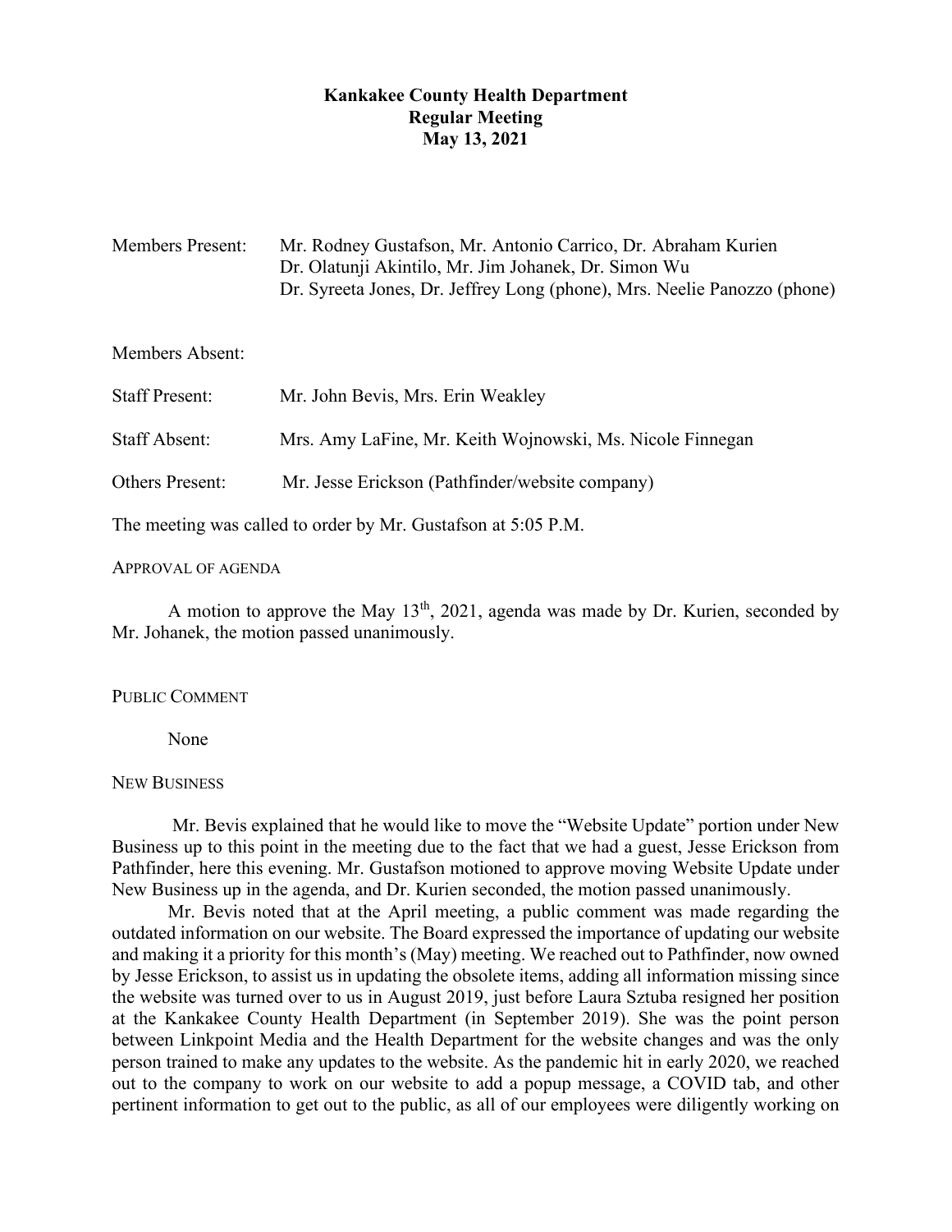# Kankakee County Health Department
## Regular Meeting
## May 13, 2021

Members Present: Mr. Rodney Gustafson, Mr. Antonio Carrico, Dr. Abraham Kurien
Dr. Olatunji Akintilo, Mr. Jim Johanek, Dr. Simon Wu
Dr. Syreeta Jones, Dr. Jeffrey Long (phone), Mrs. Neelie Panozzo (phone)

Members Absent:

Staff Present: Mr. John Bevis, Mrs. Erin Weakley

Staff Absent: Mrs. Amy LaFine, Mr. Keith Wojnowski, Ms. Nicole Finnegan

Others Present: Mr. Jesse Erickson (Pathfinder/website company)

The meeting was called to order by Mr. Gustafson at 5:05 P.M.

APPROVAL OF AGENDA

A motion to approve the May 13th, 2021, agenda was made by Dr. Kurien, seconded by Mr. Johanek, the motion passed unanimously.

PUBLIC COMMENT

None

NEW BUSINESS

Mr. Bevis explained that he would like to move the "Website Update" portion under New Business up to this point in the meeting due to the fact that we had a guest, Jesse Erickson from Pathfinder, here this evening. Mr. Gustafson motioned to approve moving Website Update under New Business up in the agenda, and Dr. Kurien seconded, the motion passed unanimously.

Mr. Bevis noted that at the April meeting, a public comment was made regarding the outdated information on our website. The Board expressed the importance of updating our website and making it a priority for this month's (May) meeting. We reached out to Pathfinder, now owned by Jesse Erickson, to assist us in updating the obsolete items, adding all information missing since the website was turned over to us in August 2019, just before Laura Sztuba resigned her position at the Kankakee County Health Department (in September 2019). She was the point person between Linkpoint Media and the Health Department for the website changes and was the only person trained to make any updates to the website. As the pandemic hit in early 2020, we reached out to the company to work on our website to add a popup message, a COVID tab, and other pertinent information to get out to the public, as all of our employees were diligently working on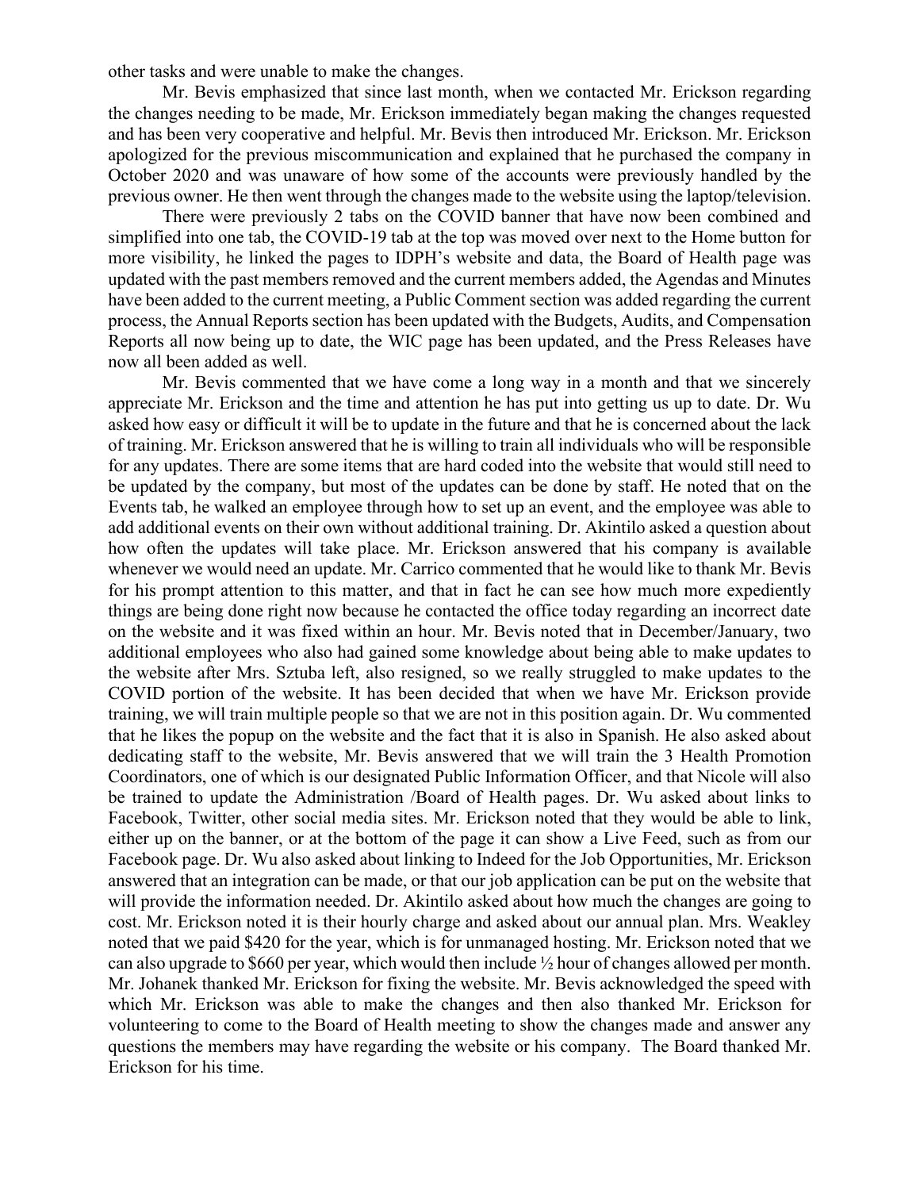other tasks and were unable to make the changes.

Mr. Bevis emphasized that since last month, when we contacted Mr. Erickson regarding the changes needing to be made, Mr. Erickson immediately began making the changes requested and has been very cooperative and helpful. Mr. Bevis then introduced Mr. Erickson. Mr. Erickson apologized for the previous miscommunication and explained that he purchased the company in October 2020 and was unaware of how some of the accounts were previously handled by the previous owner. He then went through the changes made to the website using the laptop/television.

There were previously 2 tabs on the COVID banner that have now been combined and simplified into one tab, the COVID-19 tab at the top was moved over next to the Home button for more visibility, he linked the pages to IDPH's website and data, the Board of Health page was updated with the past members removed and the current members added, the Agendas and Minutes have been added to the current meeting, a Public Comment section was added regarding the current process, the Annual Reports section has been updated with the Budgets, Audits, and Compensation Reports all now being up to date, the WIC page has been updated, and the Press Releases have now all been added as well.

Mr. Bevis commented that we have come a long way in a month and that we sincerely appreciate Mr. Erickson and the time and attention he has put into getting us up to date. Dr. Wu asked how easy or difficult it will be to update in the future and that he is concerned about the lack of training. Mr. Erickson answered that he is willing to train all individuals who will be responsible for any updates. There are some items that are hard coded into the website that would still need to be updated by the company, but most of the updates can be done by staff. He noted that on the Events tab, he walked an employee through how to set up an event, and the employee was able to add additional events on their own without additional training. Dr. Akintilo asked a question about how often the updates will take place. Mr. Erickson answered that his company is available whenever we would need an update. Mr. Carrico commented that he would like to thank Mr. Bevis for his prompt attention to this matter, and that in fact he can see how much more expediently things are being done right now because he contacted the office today regarding an incorrect date on the website and it was fixed within an hour. Mr. Bevis noted that in December/January, two additional employees who also had gained some knowledge about being able to make updates to the website after Mrs. Sztuba left, also resigned, so we really struggled to make updates to the COVID portion of the website. It has been decided that when we have Mr. Erickson provide training, we will train multiple people so that we are not in this position again. Dr. Wu commented that he likes the popup on the website and the fact that it is also in Spanish. He also asked about dedicating staff to the website, Mr. Bevis answered that we will train the 3 Health Promotion Coordinators, one of which is our designated Public Information Officer, and that Nicole will also be trained to update the Administration /Board of Health pages. Dr. Wu asked about links to Facebook, Twitter, other social media sites. Mr. Erickson noted that they would be able to link, either up on the banner, or at the bottom of the page it can show a Live Feed, such as from our Facebook page. Dr. Wu also asked about linking to Indeed for the Job Opportunities, Mr. Erickson answered that an integration can be made, or that our job application can be put on the website that will provide the information needed. Dr. Akintilo asked about how much the changes are going to cost. Mr. Erickson noted it is their hourly charge and asked about our annual plan. Mrs. Weakley noted that we paid $420 for the year, which is for unmanaged hosting. Mr. Erickson noted that we can also upgrade to $660 per year, which would then include ½ hour of changes allowed per month. Mr. Johanek thanked Mr. Erickson for fixing the website. Mr. Bevis acknowledged the speed with which Mr. Erickson was able to make the changes and then also thanked Mr. Erickson for volunteering to come to the Board of Health meeting to show the changes made and answer any questions the members may have regarding the website or his company. The Board thanked Mr. Erickson for his time.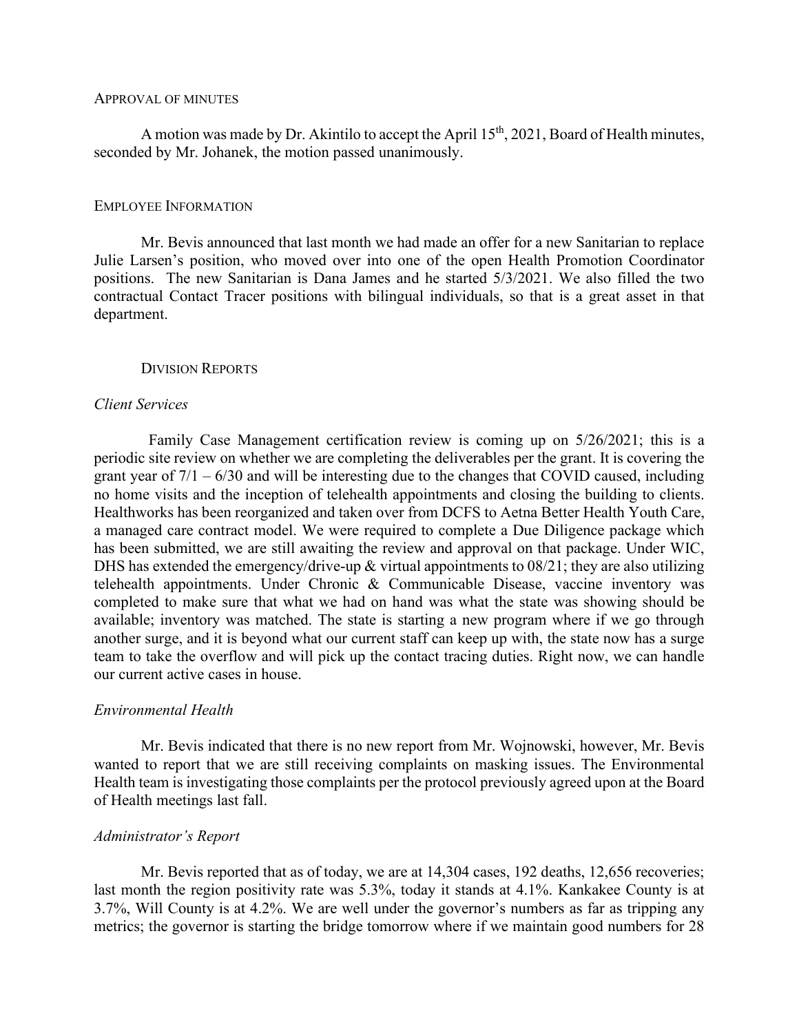## Approval of Minutes

A motion was made by Dr. Akintilo to accept the April 15th, 2021, Board of Health minutes, seconded by Mr. Johanek, the motion passed unanimously.

## Employee Information

Mr. Bevis announced that last month we had made an offer for a new Sanitarian to replace Julie Larsen's position, who moved over into one of the open Health Promotion Coordinator positions. The new Sanitarian is Dana James and he started 5/3/2021. We also filled the two contractual Contact Tracer positions with bilingual individuals, so that is a great asset in that department.

## Division Reports

### *Client Services*

Family Case Management certification review is coming up on 5/26/2021; this is a periodic site review on whether we are completing the deliverables per the grant. It is covering the grant year of 7/1 – 6/30 and will be interesting due to the changes that COVID caused, including no home visits and the inception of telehealth appointments and closing the building to clients. Healthworks has been reorganized and taken over from DCFS to Aetna Better Health Youth Care, a managed care contract model. We were required to complete a Due Diligence package which has been submitted, we are still awaiting the review and approval on that package. Under WIC, DHS has extended the emergency/drive-up & virtual appointments to 08/21; they are also utilizing telehealth appointments. Under Chronic & Communicable Disease, vaccine inventory was completed to make sure that what we had on hand was what the state was showing should be available; inventory was matched. The state is starting a new program where if we go through another surge, and it is beyond what our current staff can keep up with, the state now has a surge team to take the overflow and will pick up the contact tracing duties. Right now, we can handle our current active cases in house.

### *Environmental Health*

Mr. Bevis indicated that there is no new report from Mr. Wojnowski, however, Mr. Bevis wanted to report that we are still receiving complaints on masking issues. The Environmental Health team is investigating those complaints per the protocol previously agreed upon at the Board of Health meetings last fall.

### *Administrator's Report*

Mr. Bevis reported that as of today, we are at 14,304 cases, 192 deaths, 12,656 recoveries; last month the region positivity rate was 5.3%, today it stands at 4.1%. Kankakee County is at 3.7%, Will County is at 4.2%. We are well under the governor's numbers as far as tripping any metrics; the governor is starting the bridge tomorrow where if we maintain good numbers for 28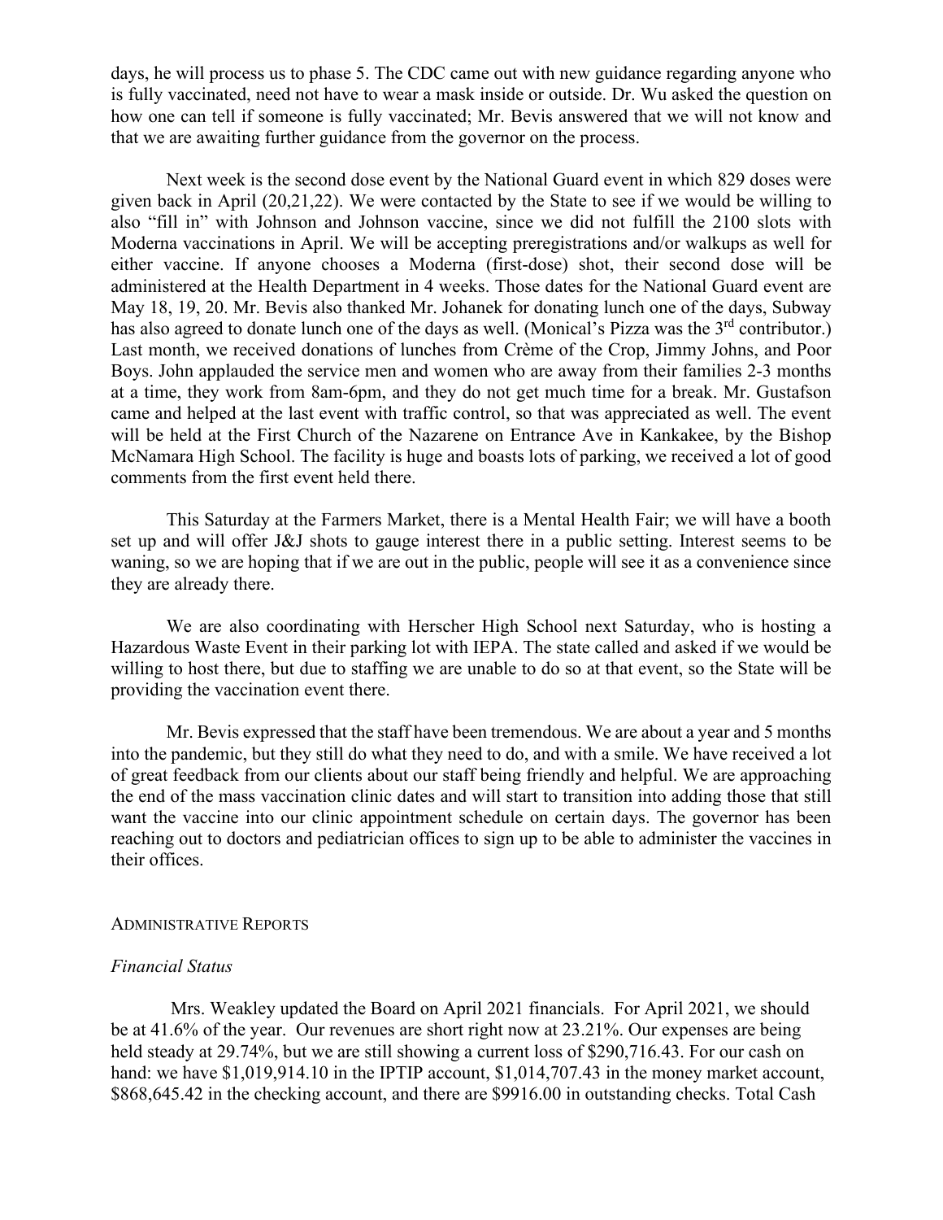days, he will process us to phase 5. The CDC came out with new guidance regarding anyone who is fully vaccinated, need not have to wear a mask inside or outside. Dr. Wu asked the question on how one can tell if someone is fully vaccinated; Mr. Bevis answered that we will not know and that we are awaiting further guidance from the governor on the process.

Next week is the second dose event by the National Guard event in which 829 doses were given back in April (20,21,22). We were contacted by the State to see if we would be willing to also "fill in" with Johnson and Johnson vaccine, since we did not fulfill the 2100 slots with Moderna vaccinations in April. We will be accepting preregistrations and/or walkups as well for either vaccine. If anyone chooses a Moderna (first-dose) shot, their second dose will be administered at the Health Department in 4 weeks. Those dates for the National Guard event are May 18, 19, 20. Mr. Bevis also thanked Mr. Johanek for donating lunch one of the days, Subway has also agreed to donate lunch one of the days as well. (Monical's Pizza was the 3rd contributor.) Last month, we received donations of lunches from Crème of the Crop, Jimmy Johns, and Poor Boys. John applauded the service men and women who are away from their families 2-3 months at a time, they work from 8am-6pm, and they do not get much time for a break. Mr. Gustafson came and helped at the last event with traffic control, so that was appreciated as well. The event will be held at the First Church of the Nazarene on Entrance Ave in Kankakee, by the Bishop McNamara High School. The facility is huge and boasts lots of parking, we received a lot of good comments from the first event held there.

This Saturday at the Farmers Market, there is a Mental Health Fair; we will have a booth set up and will offer J&J shots to gauge interest there in a public setting. Interest seems to be waning, so we are hoping that if we are out in the public, people will see it as a convenience since they are already there.

We are also coordinating with Herscher High School next Saturday, who is hosting a Hazardous Waste Event in their parking lot with IEPA. The state called and asked if we would be willing to host there, but due to staffing we are unable to do so at that event, so the State will be providing the vaccination event there.

Mr. Bevis expressed that the staff have been tremendous. We are about a year and 5 months into the pandemic, but they still do what they need to do, and with a smile. We have received a lot of great feedback from our clients about our staff being friendly and helpful. We are approaching the end of the mass vaccination clinic dates and will start to transition into adding those that still want the vaccine into our clinic appointment schedule on certain days. The governor has been reaching out to doctors and pediatrician offices to sign up to be able to administer the vaccines in their offices.

## Administrative Reports

### *Financial Status*

Mrs. Weakley updated the Board on April 2021 financials. For April 2021, we should be at 41.6% of the year. Our revenues are short right now at 23.21%. Our expenses are being held steady at 29.74%, but we are still showing a current loss of $290,716.43. For our cash on hand: we have $1,019,914.10 in the IPTIP account, $1,014,707.43 in the money market account, $868,645.42 in the checking account, and there are $9916.00 in outstanding checks. Total Cash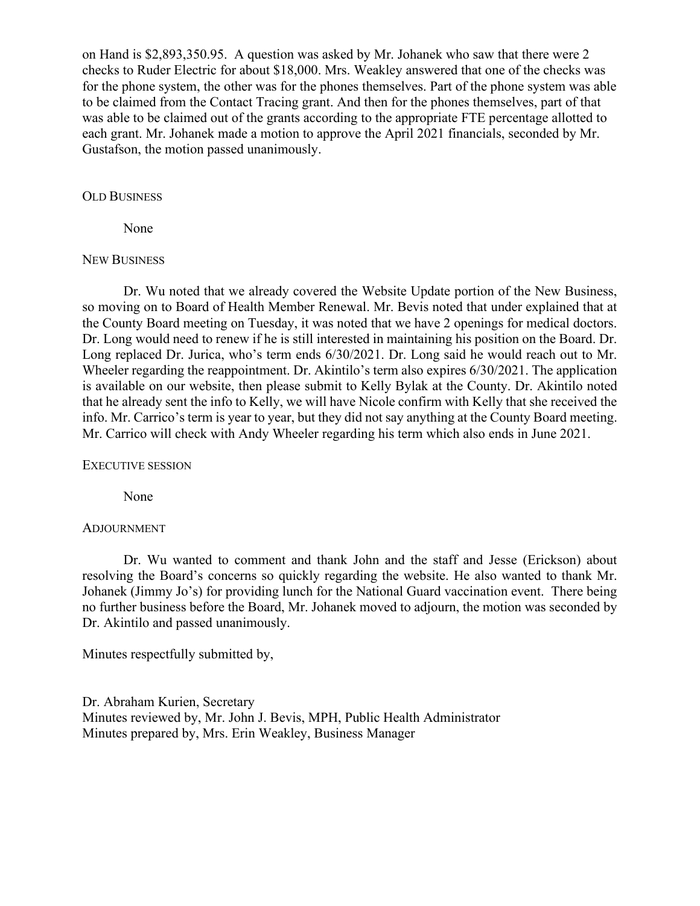on Hand is $2,893,350.95. A question was asked by Mr. Johanek who saw that there were 2 checks to Ruder Electric for about $18,000. Mrs. Weakley answered that one of the checks was for the phone system, the other was for the phones themselves. Part of the phone system was able to be claimed from the Contact Tracing grant. And then for the phones themselves, part of that was able to be claimed out of the grants according to the appropriate FTE percentage allotted to each grant. Mr. Johanek made a motion to approve the April 2021 financials, seconded by Mr. Gustafson, the motion passed unanimously.

## OLD BUSINESS

None

## NEW BUSINESS

Dr. Wu noted that we already covered the Website Update portion of the New Business, so moving on to Board of Health Member Renewal. Mr. Bevis noted that under explained that at the County Board meeting on Tuesday, it was noted that we have 2 openings for medical doctors. Dr. Long would need to renew if he is still interested in maintaining his position on the Board. Dr. Long replaced Dr. Jurica, who's term ends 6/30/2021. Dr. Long said he would reach out to Mr. Wheeler regarding the reappointment. Dr. Akintilo's term also expires 6/30/2021. The application is available on our website, then please submit to Kelly Bylak at the County. Dr. Akintilo noted that he already sent the info to Kelly, we will have Nicole confirm with Kelly that she received the info. Mr. Carrico's term is year to year, but they did not say anything at the County Board meeting. Mr. Carrico will check with Andy Wheeler regarding his term which also ends in June 2021.

## EXECUTIVE SESSION

None

## ADJOURNMENT

Dr. Wu wanted to comment and thank John and the staff and Jesse (Erickson) about resolving the Board's concerns so quickly regarding the website. He also wanted to thank Mr. Johanek (Jimmy Jo's) for providing lunch for the National Guard vaccination event. There being no further business before the Board, Mr. Johanek moved to adjourn, the motion was seconded by Dr. Akintilo and passed unanimously.

Minutes respectfully submitted by,

Dr. Abraham Kurien, Secretary
Minutes reviewed by, Mr. John J. Bevis, MPH, Public Health Administrator
Minutes prepared by, Mrs. Erin Weakley, Business Manager